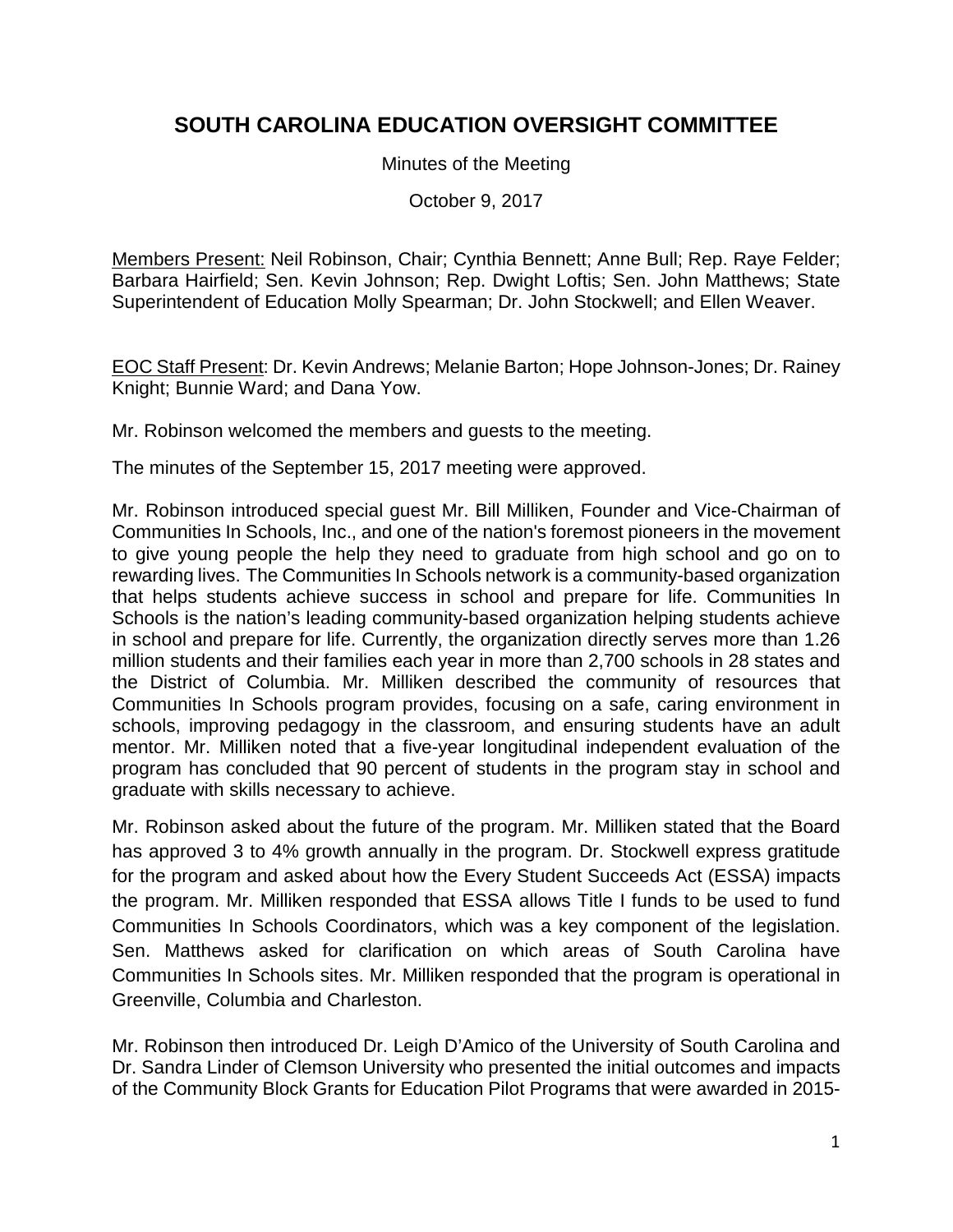# SOUTH CAROLINA EDUCATION OVERSIGHT COMMITTEE

Minutes of the Meeting

October 9, 2017

Members Present: Neil Robinson, Chair; Cynthia Bennett; Anne Bull; Rep. Raye Felder; Barbara Hairfield; Sen. Kevin Johnson; Rep. Dwight Loftis; Sen. John Matthews; State Superintendent of Education Molly Spearman; Dr. John Stockwell; and Ellen Weaver.

EOC Staff Present: Dr. Kevin Andrews; Melanie Barton; Hope Johnson-Jones; Dr. Rainey Knight; Bunnie Ward; and Dana Yow.

Mr. Robinson welcomed the members and guests to the meeting.

The minutes of the September 15, 2017 meeting were approved.

Mr. Robinson introduced special guest Mr. Bill Milliken, Founder and Vice-Chairman of Communities In Schools, Inc., and one of the nation's foremost pioneers in the movement to give young people the help they need to graduate from high school and go on to rewarding lives. The Communities In Schools network is a community-based organization that helps students achieve success in school and prepare for life. Communities In Schools is the nation's leading community-based organization helping students achieve in school and prepare for life. Currently, the organization directly serves more than 1.26 million students and their families each year in more than 2,700 schools in 28 states and the District of Columbia. Mr. Milliken described the community of resources that Communities In Schools program provides, focusing on a safe, caring environment in schools, improving pedagogy in the classroom, and ensuring students have an adult mentor. Mr. Milliken noted that a five-year longitudinal independent evaluation of the program has concluded that 90 percent of students in the program stay in school and graduate with skills necessary to achieve.

Mr. Robinson asked about the future of the program. Mr. Milliken stated that the Board has approved 3 to 4% growth annually in the program. Dr. Stockwell express gratitude for the program and asked about how the Every Student Succeeds Act (ESSA) impacts the program. Mr. Milliken responded that ESSA allows Title I funds to be used to fund Communities In Schools Coordinators, which was a key component of the legislation. Sen. Matthews asked for clarification on which areas of South Carolina have Communities In Schools sites. Mr. Milliken responded that the program is operational in Greenville, Columbia and Charleston.

Mr. Robinson then introduced Dr. Leigh D'Amico of the University of South Carolina and Dr. Sandra Linder of Clemson University who presented the initial outcomes and impacts of the Community Block Grants for Education Pilot Programs that were awarded in 2015-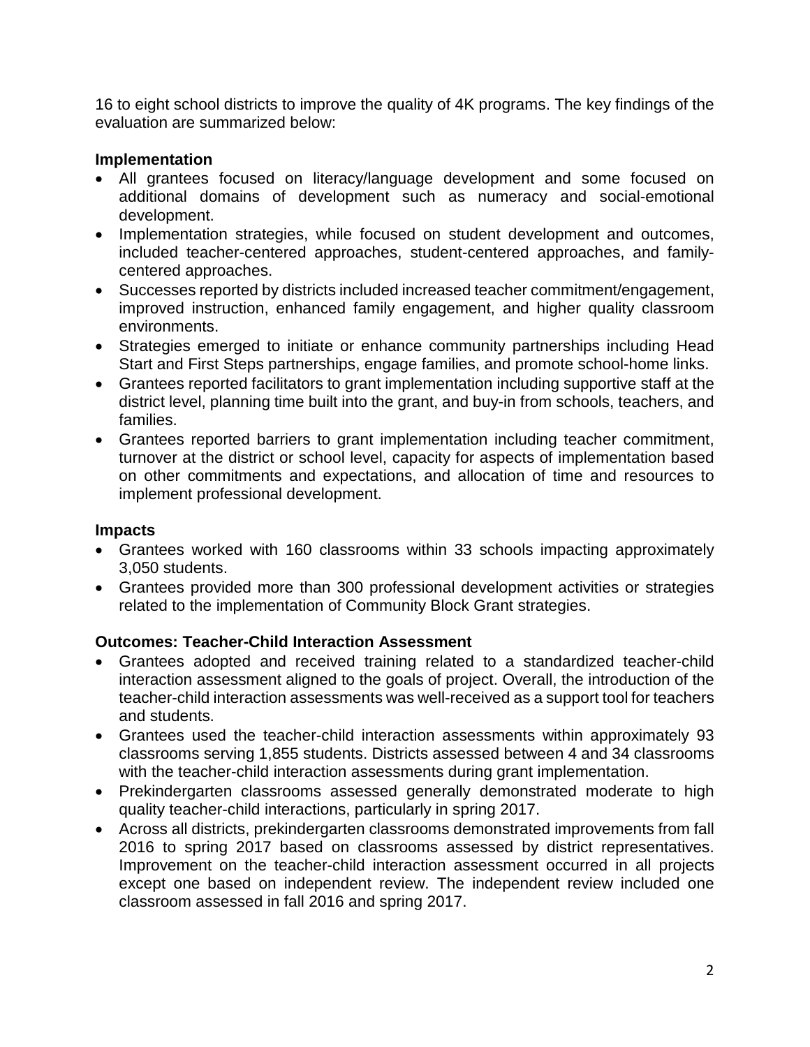16 to eight school districts to improve the quality of 4K programs. The key findings of the evaluation are summarized below:

**Implementation**

- All grantees focused on literacy/language development and some focused on additional domains of development such as numeracy and social-emotional development.
- Implementation strategies, while focused on student development and outcomes, included teacher-centered approaches, student-centered approaches, and family-centered approaches.
- Successes reported by districts included increased teacher commitment/engagement, improved instruction, enhanced family engagement, and higher quality classroom environments.
- Strategies emerged to initiate or enhance community partnerships including Head Start and First Steps partnerships, engage families, and promote school-home links.
- Grantees reported facilitators to grant implementation including supportive staff at the district level, planning time built into the grant, and buy-in from schools, teachers, and families.
- Grantees reported barriers to grant implementation including teacher commitment, turnover at the district or school level, capacity for aspects of implementation based on other commitments and expectations, and allocation of time and resources to implement professional development.

**Impacts**

- Grantees worked with 160 classrooms within 33 schools impacting approximately 3,050 students.
- Grantees provided more than 300 professional development activities or strategies related to the implementation of Community Block Grant strategies.

**Outcomes: Teacher-Child Interaction Assessment**

- Grantees adopted and received training related to a standardized teacher-child interaction assessment aligned to the goals of project. Overall, the introduction of the teacher-child interaction assessments was well-received as a support tool for teachers and students.
- Grantees used the teacher-child interaction assessments within approximately 93 classrooms serving 1,855 students. Districts assessed between 4 and 34 classrooms with the teacher-child interaction assessments during grant implementation.
- Prekindergarten classrooms assessed generally demonstrated moderate to high quality teacher-child interactions, particularly in spring 2017.
- Across all districts, prekindergarten classrooms demonstrated improvements from fall 2016 to spring 2017 based on classrooms assessed by district representatives. Improvement on the teacher-child interaction assessment occurred in all projects except one based on independent review. The independent review included one classroom assessed in fall 2016 and spring 2017.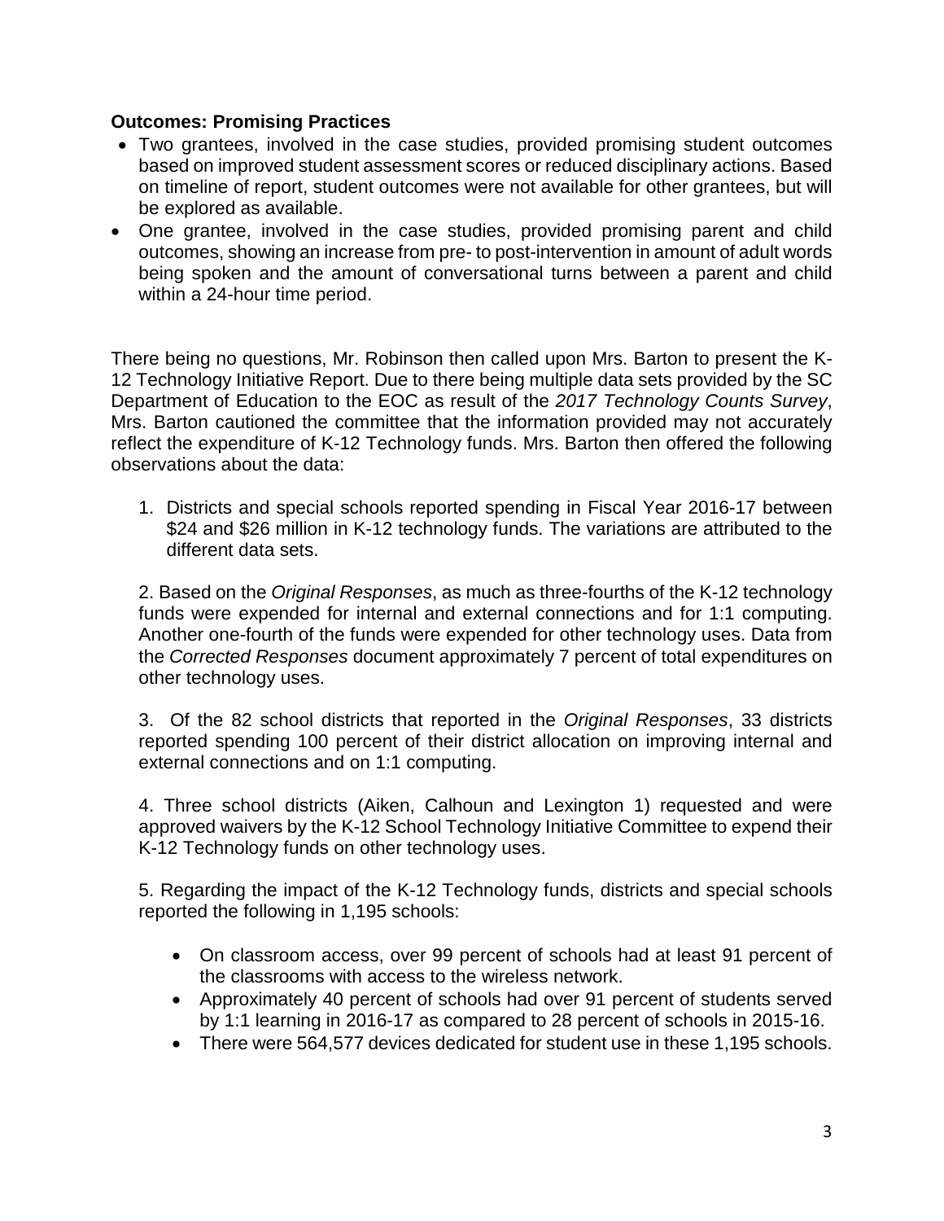**Outcomes: Promising Practices**

- Two grantees, involved in the case studies, provided promising student outcomes based on improved student assessment scores or reduced disciplinary actions. Based on timeline of report, student outcomes were not available for other grantees, but will be explored as available.
- One grantee, involved in the case studies, provided promising parent and child outcomes, showing an increase from pre- to post-intervention in amount of adult words being spoken and the amount of conversational turns between a parent and child within a 24-hour time period.

There being no questions, Mr. Robinson then called upon Mrs. Barton to present the K-12 Technology Initiative Report. Due to there being multiple data sets provided by the SC Department of Education to the EOC as result of the *2017 Technology Counts Survey*, Mrs. Barton cautioned the committee that the information provided may not accurately reflect the expenditure of K-12 Technology funds. Mrs. Barton then offered the following observations about the data:

1. Districts and special schools reported spending in Fiscal Year 2016-17 between $24 and $26 million in K-12 technology funds. The variations are attributed to the different data sets.

2. Based on the *Original Responses*, as much as three-fourths of the K-12 technology funds were expended for internal and external connections and for 1:1 computing. Another one-fourth of the funds were expended for other technology uses. Data from the *Corrected Responses* document approximately 7 percent of total expenditures on other technology uses.

3. Of the 82 school districts that reported in the *Original Responses*, 33 districts reported spending 100 percent of their district allocation on improving internal and external connections and on 1:1 computing.

4. Three school districts (Aiken, Calhoun and Lexington 1) requested and were approved waivers by the K-12 School Technology Initiative Committee to expend their K-12 Technology funds on other technology uses.

5. Regarding the impact of the K-12 Technology funds, districts and special schools reported the following in 1,195 schools:

   - On classroom access, over 99 percent of schools had at least 91 percent of the classrooms with access to the wireless network.
   - Approximately 40 percent of schools had over 91 percent of students served by 1:1 learning in 2016-17 as compared to 28 percent of schools in 2015-16.
   - There were 564,577 devices dedicated for student use in these 1,195 schools.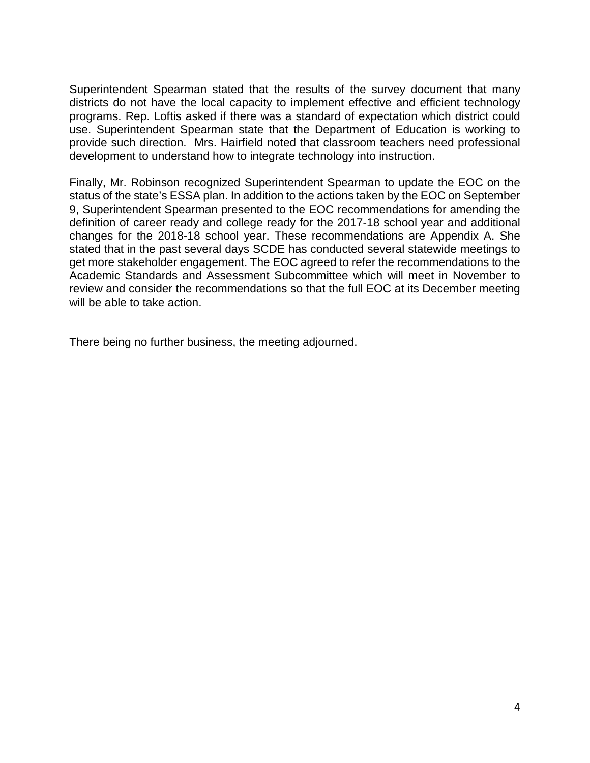Superintendent Spearman stated that the results of the survey document that many districts do not have the local capacity to implement effective and efficient technology programs. Rep. Loftis asked if there was a standard of expectation which district could use. Superintendent Spearman state that the Department of Education is working to provide such direction. Mrs. Hairfield noted that classroom teachers need professional development to understand how to integrate technology into instruction.

Finally, Mr. Robinson recognized Superintendent Spearman to update the EOC on the status of the state's ESSA plan. In addition to the actions taken by the EOC on September 9, Superintendent Spearman presented to the EOC recommendations for amending the definition of career ready and college ready for the 2017-18 school year and additional changes for the 2018-18 school year. These recommendations are Appendix A. She stated that in the past several days SCDE has conducted several statewide meetings to get more stakeholder engagement. The EOC agreed to refer the recommendations to the Academic Standards and Assessment Subcommittee which will meet in November to review and consider the recommendations so that the full EOC at its December meeting will be able to take action.

There being no further business, the meeting adjourned.